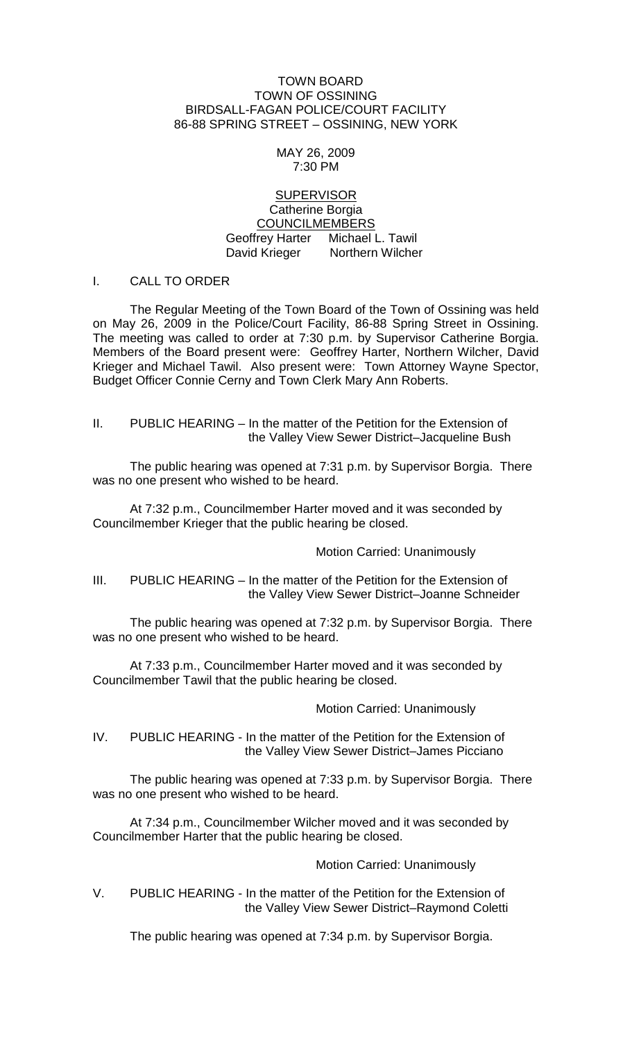TOWN BOARD
TOWN OF OSSINING
BIRDSALL-FAGAN POLICE/COURT FACILITY
86-88 SPRING STREET – OSSINING, NEW YORK

MAY 26, 2009
7:30 PM

SUPERVISOR
Catherine Borgia
COUNCILMEMBERS
Geoffrey Harter    Michael L. Tawil
David Krieger    Northern Wilcher

I. CALL TO ORDER

The Regular Meeting of the Town Board of the Town of Ossining was held on May 26, 2009 in the Police/Court Facility, 86-88 Spring Street in Ossining. The meeting was called to order at 7:30 p.m. by Supervisor Catherine Borgia. Members of the Board present were: Geoffrey Harter, Northern Wilcher, David Krieger and Michael Tawil. Also present were: Town Attorney Wayne Spector, Budget Officer Connie Cerny and Town Clerk Mary Ann Roberts.

II. PUBLIC HEARING – In the matter of the Petition for the Extension of the Valley View Sewer District–Jacqueline Bush

The public hearing was opened at 7:31 p.m. by Supervisor Borgia. There was no one present who wished to be heard.

At 7:32 p.m., Councilmember Harter moved and it was seconded by Councilmember Krieger that the public hearing be closed.

Motion Carried: Unanimously

III. PUBLIC HEARING – In the matter of the Petition for the Extension of the Valley View Sewer District–Joanne Schneider

The public hearing was opened at 7:32 p.m. by Supervisor Borgia. There was no one present who wished to be heard.

At 7:33 p.m., Councilmember Harter moved and it was seconded by Councilmember Tawil that the public hearing be closed.

Motion Carried: Unanimously

IV. PUBLIC HEARING - In the matter of the Petition for the Extension of the Valley View Sewer District–James Picciano

The public hearing was opened at 7:33 p.m. by Supervisor Borgia. There was no one present who wished to be heard.

At 7:34 p.m., Councilmember Wilcher moved and it was seconded by Councilmember Harter that the public hearing be closed.

Motion Carried: Unanimously

V. PUBLIC HEARING - In the matter of the Petition for the Extension of the Valley View Sewer District–Raymond Coletti

The public hearing was opened at 7:34 p.m. by Supervisor Borgia.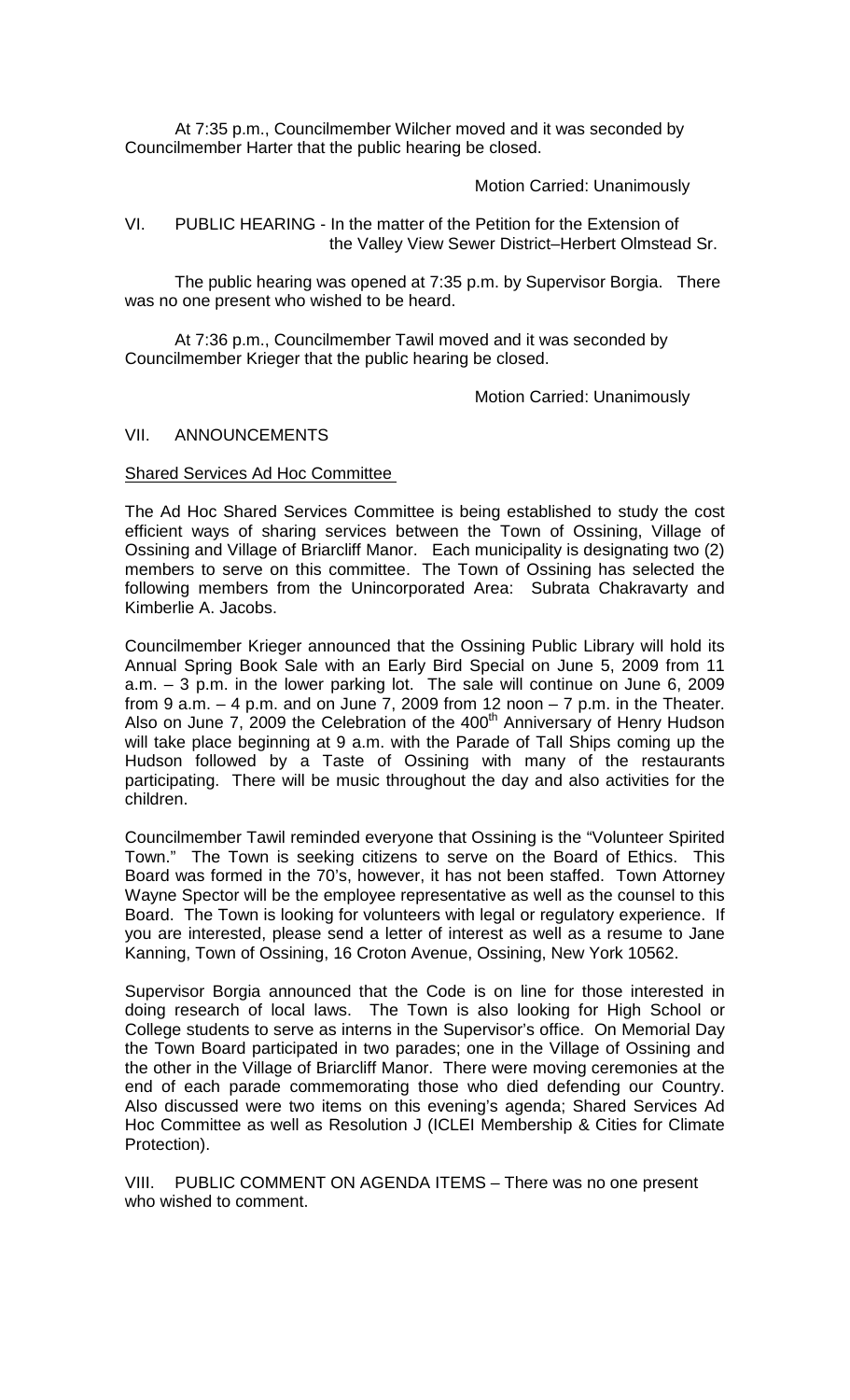At 7:35 p.m., Councilmember Wilcher moved and it was seconded by Councilmember Harter that the public hearing be closed.

Motion Carried: Unanimously

VI. PUBLIC HEARING - In the matter of the Petition for the Extension of the Valley View Sewer District–Herbert Olmstead Sr.

The public hearing was opened at 7:35 p.m. by Supervisor Borgia. There was no one present who wished to be heard.

At 7:36 p.m., Councilmember Tawil moved and it was seconded by Councilmember Krieger that the public hearing be closed.

Motion Carried: Unanimously

VII. ANNOUNCEMENTS

Shared Services Ad Hoc Committee

The Ad Hoc Shared Services Committee is being established to study the cost efficient ways of sharing services between the Town of Ossining, Village of Ossining and Village of Briarcliff Manor. Each municipality is designating two (2) members to serve on this committee. The Town of Ossining has selected the following members from the Unincorporated Area: Subrata Chakravarty and Kimberlie A. Jacobs.

Councilmember Krieger announced that the Ossining Public Library will hold its Annual Spring Book Sale with an Early Bird Special on June 5, 2009 from 11 a.m. – 3 p.m. in the lower parking lot. The sale will continue on June 6, 2009 from 9 a.m. – 4 p.m. and on June 7, 2009 from 12 noon – 7 p.m. in the Theater. Also on June 7, 2009 the Celebration of the 400th Anniversary of Henry Hudson will take place beginning at 9 a.m. with the Parade of Tall Ships coming up the Hudson followed by a Taste of Ossining with many of the restaurants participating. There will be music throughout the day and also activities for the children.

Councilmember Tawil reminded everyone that Ossining is the "Volunteer Spirited Town." The Town is seeking citizens to serve on the Board of Ethics. This Board was formed in the 70's, however, it has not been staffed. Town Attorney Wayne Spector will be the employee representative as well as the counsel to this Board. The Town is looking for volunteers with legal or regulatory experience. If you are interested, please send a letter of interest as well as a resume to Jane Kanning, Town of Ossining, 16 Croton Avenue, Ossining, New York 10562.

Supervisor Borgia announced that the Code is on line for those interested in doing research of local laws. The Town is also looking for High School or College students to serve as interns in the Supervisor's office. On Memorial Day the Town Board participated in two parades; one in the Village of Ossining and the other in the Village of Briarcliff Manor. There were moving ceremonies at the end of each parade commemorating those who died defending our Country. Also discussed were two items on this evening's agenda; Shared Services Ad Hoc Committee as well as Resolution J (ICLEI Membership & Cities for Climate Protection).

VIII. PUBLIC COMMENT ON AGENDA ITEMS – There was no one present who wished to comment.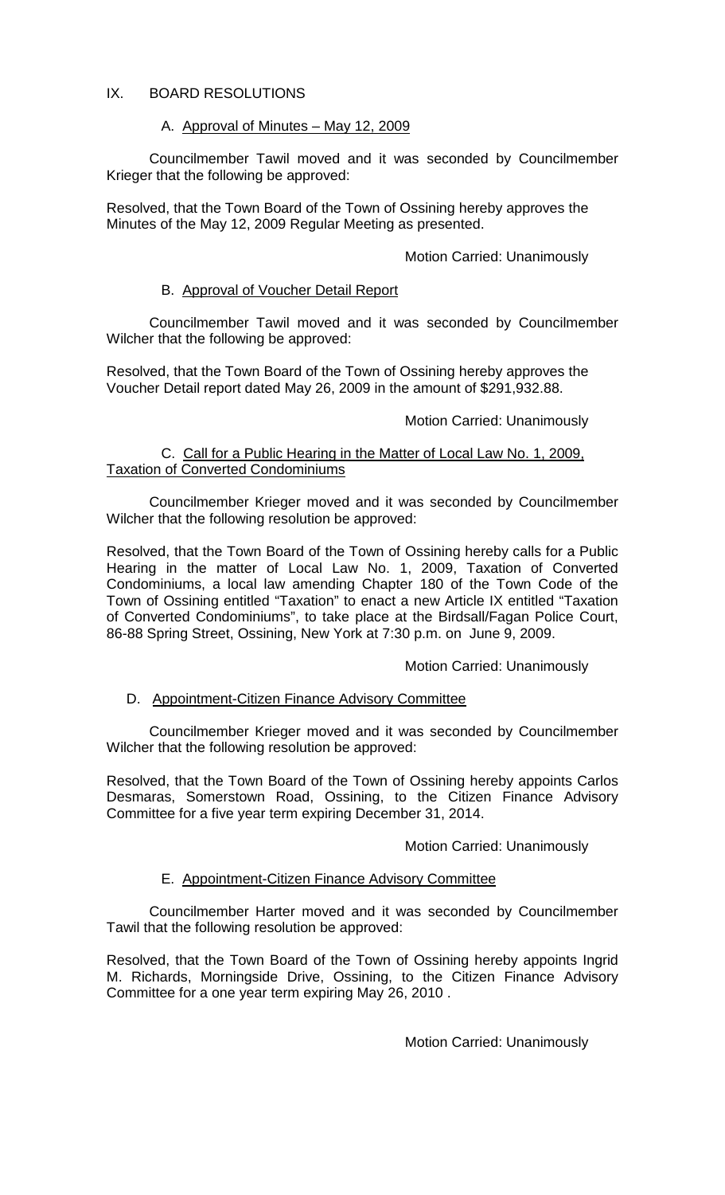## IX. BOARD RESOLUTIONS

### A. Approval of Minutes – May 12, 2009

Councilmember Tawil moved and it was seconded by Councilmember Krieger that the following be approved:

Resolved, that the Town Board of the Town of Ossining hereby approves the Minutes of the May 12, 2009 Regular Meeting as presented.

Motion Carried: Unanimously

### B. Approval of Voucher Detail Report

Councilmember Tawil moved and it was seconded by Councilmember Wilcher that the following be approved:

Resolved, that the Town Board of the Town of Ossining hereby approves the Voucher Detail report dated May 26, 2009 in the amount of $291,932.88.

Motion Carried: Unanimously

### C. Call for a Public Hearing in the Matter of Local Law No. 1, 2009, Taxation of Converted Condominiums

Councilmember Krieger moved and it was seconded by Councilmember Wilcher that the following resolution be approved:

Resolved, that the Town Board of the Town of Ossining hereby calls for a Public Hearing in the matter of Local Law No. 1, 2009, Taxation of Converted Condominiums, a local law amending Chapter 180 of the Town Code of the Town of Ossining entitled "Taxation" to enact a new Article IX entitled "Taxation of Converted Condominiums", to take place at the Birdsall/Fagan Police Court, 86-88 Spring Street, Ossining, New York at 7:30 p.m. on June 9, 2009.

Motion Carried: Unanimously

### D. Appointment-Citizen Finance Advisory Committee

Councilmember Krieger moved and it was seconded by Councilmember Wilcher that the following resolution be approved:

Resolved, that the Town Board of the Town of Ossining hereby appoints Carlos Desmaras, Somerstown Road, Ossining, to the Citizen Finance Advisory Committee for a five year term expiring December 31, 2014.

Motion Carried: Unanimously

### E. Appointment-Citizen Finance Advisory Committee

Councilmember Harter moved and it was seconded by Councilmember Tawil that the following resolution be approved:

Resolved, that the Town Board of the Town of Ossining hereby appoints Ingrid M. Richards, Morningside Drive, Ossining, to the Citizen Finance Advisory Committee for a one year term expiring May 26, 2010 .

Motion Carried: Unanimously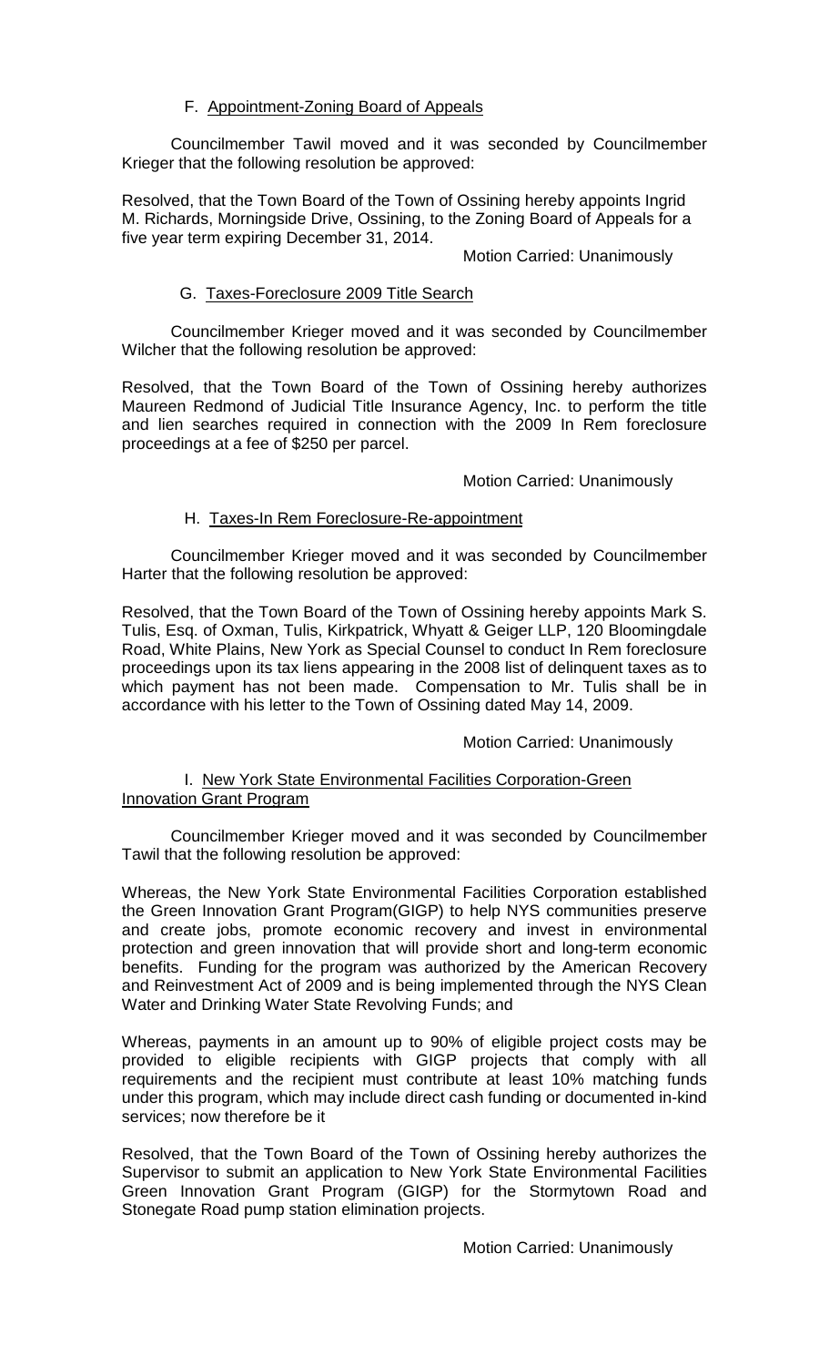### F. Appointment-Zoning Board of Appeals

Councilmember Tawil moved and it was seconded by Councilmember Krieger that the following resolution be approved:

Resolved, that the Town Board of the Town of Ossining hereby appoints Ingrid M. Richards, Morningside Drive, Ossining, to the Zoning Board of Appeals for a five year term expiring December 31, 2014.

Motion Carried: Unanimously

### G. Taxes-Foreclosure 2009 Title Search

Councilmember Krieger moved and it was seconded by Councilmember Wilcher that the following resolution be approved:

Resolved, that the Town Board of the Town of Ossining hereby authorizes Maureen Redmond of Judicial Title Insurance Agency, Inc. to perform the title and lien searches required in connection with the 2009 In Rem foreclosure proceedings at a fee of $250 per parcel.

Motion Carried: Unanimously

### H. Taxes-In Rem Foreclosure-Re-appointment

Councilmember Krieger moved and it was seconded by Councilmember Harter that the following resolution be approved:

Resolved, that the Town Board of the Town of Ossining hereby appoints Mark S. Tulis, Esq. of Oxman, Tulis, Kirkpatrick, Whyatt & Geiger LLP, 120 Bloomingdale Road, White Plains, New York as Special Counsel to conduct In Rem foreclosure proceedings upon its tax liens appearing in the 2008 list of delinquent taxes as to which payment has not been made. Compensation to Mr. Tulis shall be in accordance with his letter to the Town of Ossining dated May 14, 2009.

Motion Carried: Unanimously

### I. New York State Environmental Facilities Corporation-Green Innovation Grant Program

Councilmember Krieger moved and it was seconded by Councilmember Tawil that the following resolution be approved:

Whereas, the New York State Environmental Facilities Corporation established the Green Innovation Grant Program(GIGP) to help NYS communities preserve and create jobs, promote economic recovery and invest in environmental protection and green innovation that will provide short and long-term economic benefits. Funding for the program was authorized by the American Recovery and Reinvestment Act of 2009 and is being implemented through the NYS Clean Water and Drinking Water State Revolving Funds; and

Whereas, payments in an amount up to 90% of eligible project costs may be provided to eligible recipients with GIGP projects that comply with all requirements and the recipient must contribute at least 10% matching funds under this program, which may include direct cash funding or documented in-kind services; now therefore be it

Resolved, that the Town Board of the Town of Ossining hereby authorizes the Supervisor to submit an application to New York State Environmental Facilities Green Innovation Grant Program (GIGP) for the Stormytown Road and Stonegate Road pump station elimination projects.

Motion Carried: Unanimously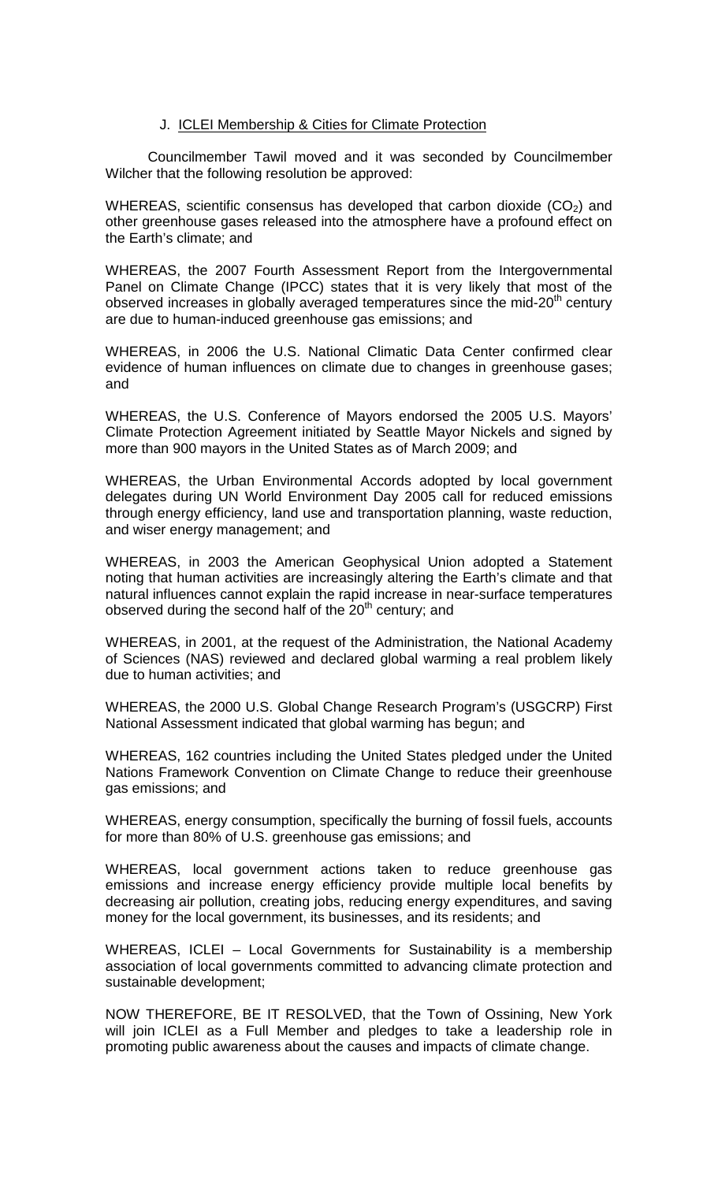### J. ICLEI Membership & Cities for Climate Protection

Councilmember Tawil moved and it was seconded by Councilmember Wilcher that the following resolution be approved:

WHEREAS, scientific consensus has developed that carbon dioxide ($CO_2$) and other greenhouse gases released into the atmosphere have a profound effect on the Earth's climate; and

WHEREAS, the 2007 Fourth Assessment Report from the Intergovernmental Panel on Climate Change (IPCC) states that it is very likely that most of the observed increases in globally averaged temperatures since the mid-20th century are due to human-induced greenhouse gas emissions; and

WHEREAS, in 2006 the U.S. National Climatic Data Center confirmed clear evidence of human influences on climate due to changes in greenhouse gases; and

WHEREAS, the U.S. Conference of Mayors endorsed the 2005 U.S. Mayors' Climate Protection Agreement initiated by Seattle Mayor Nickels and signed by more than 900 mayors in the United States as of March 2009; and

WHEREAS, the Urban Environmental Accords adopted by local government delegates during UN World Environment Day 2005 call for reduced emissions through energy efficiency, land use and transportation planning, waste reduction, and wiser energy management; and

WHEREAS, in 2003 the American Geophysical Union adopted a Statement noting that human activities are increasingly altering the Earth's climate and that natural influences cannot explain the rapid increase in near-surface temperatures observed during the second half of the 20th century; and

WHEREAS, in 2001, at the request of the Administration, the National Academy of Sciences (NAS) reviewed and declared global warming a real problem likely due to human activities; and

WHEREAS, the 2000 U.S. Global Change Research Program's (USGCRP) First National Assessment indicated that global warming has begun; and

WHEREAS, 162 countries including the United States pledged under the United Nations Framework Convention on Climate Change to reduce their greenhouse gas emissions; and

WHEREAS, energy consumption, specifically the burning of fossil fuels, accounts for more than 80% of U.S. greenhouse gas emissions; and

WHEREAS, local government actions taken to reduce greenhouse gas emissions and increase energy efficiency provide multiple local benefits by decreasing air pollution, creating jobs, reducing energy expenditures, and saving money for the local government, its businesses, and its residents; and

WHEREAS, ICLEI – Local Governments for Sustainability is a membership association of local governments committed to advancing climate protection and sustainable development;

NOW THEREFORE, BE IT RESOLVED, that the Town of Ossining, New York will join ICLEI as a Full Member and pledges to take a leadership role in promoting public awareness about the causes and impacts of climate change.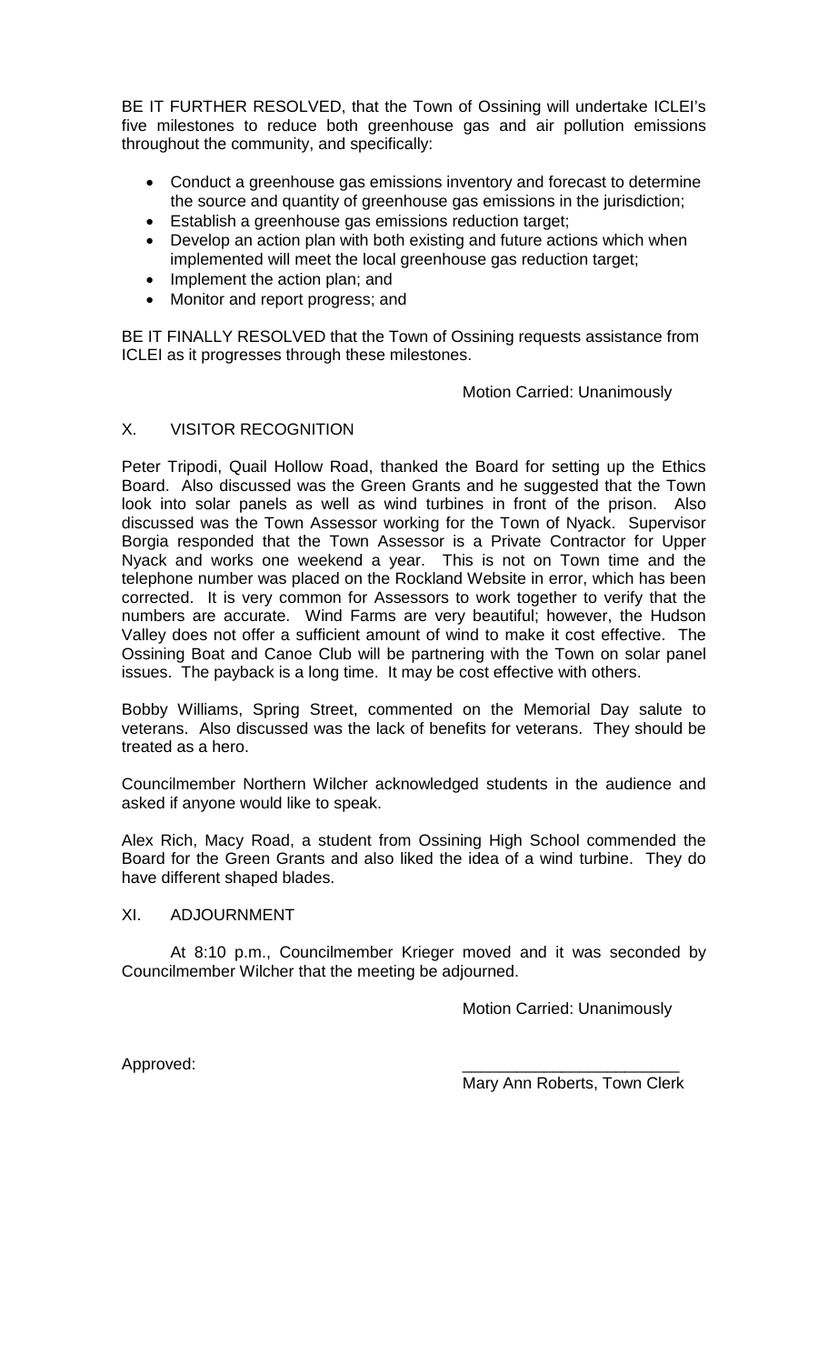BE IT FURTHER RESOLVED, that the Town of Ossining will undertake ICLEI's five milestones to reduce both greenhouse gas and air pollution emissions throughout the community, and specifically:

- Conduct a greenhouse gas emissions inventory and forecast to determine the source and quantity of greenhouse gas emissions in the jurisdiction;
- Establish a greenhouse gas emissions reduction target;
- Develop an action plan with both existing and future actions which when implemented will meet the local greenhouse gas reduction target;
- Implement the action plan; and
- Monitor and report progress; and

BE IT FINALLY RESOLVED that the Town of Ossining requests assistance from ICLEI as it progresses through these milestones.

Motion Carried: Unanimously

## X. VISITOR RECOGNITION

Peter Tripodi, Quail Hollow Road, thanked the Board for setting up the Ethics Board. Also discussed was the Green Grants and he suggested that the Town look into solar panels as well as wind turbines in front of the prison. Also discussed was the Town Assessor working for the Town of Nyack. Supervisor Borgia responded that the Town Assessor is a Private Contractor for Upper Nyack and works one weekend a year. This is not on Town time and the telephone number was placed on the Rockland Website in error, which has been corrected. It is very common for Assessors to work together to verify that the numbers are accurate. Wind Farms are very beautiful; however, the Hudson Valley does not offer a sufficient amount of wind to make it cost effective. The Ossining Boat and Canoe Club will be partnering with the Town on solar panel issues. The payback is a long time. It may be cost effective with others.

Bobby Williams, Spring Street, commented on the Memorial Day salute to veterans. Also discussed was the lack of benefits for veterans. They should be treated as a hero.

Councilmember Northern Wilcher acknowledged students in the audience and asked if anyone would like to speak.

Alex Rich, Macy Road, a student from Ossining High School commended the Board for the Green Grants and also liked the idea of a wind turbine. They do have different shaped blades.

## XI. ADJOURNMENT

At 8:10 p.m., Councilmember Krieger moved and it was seconded by Councilmember Wilcher that the meeting be adjourned.

Motion Carried: Unanimously

Approved:

\_\_\_\_\_\_\_\_\_\_\_\_\_\_\_\_\_\_\_\_\_\_\_\_

Mary Ann Roberts, Town Clerk